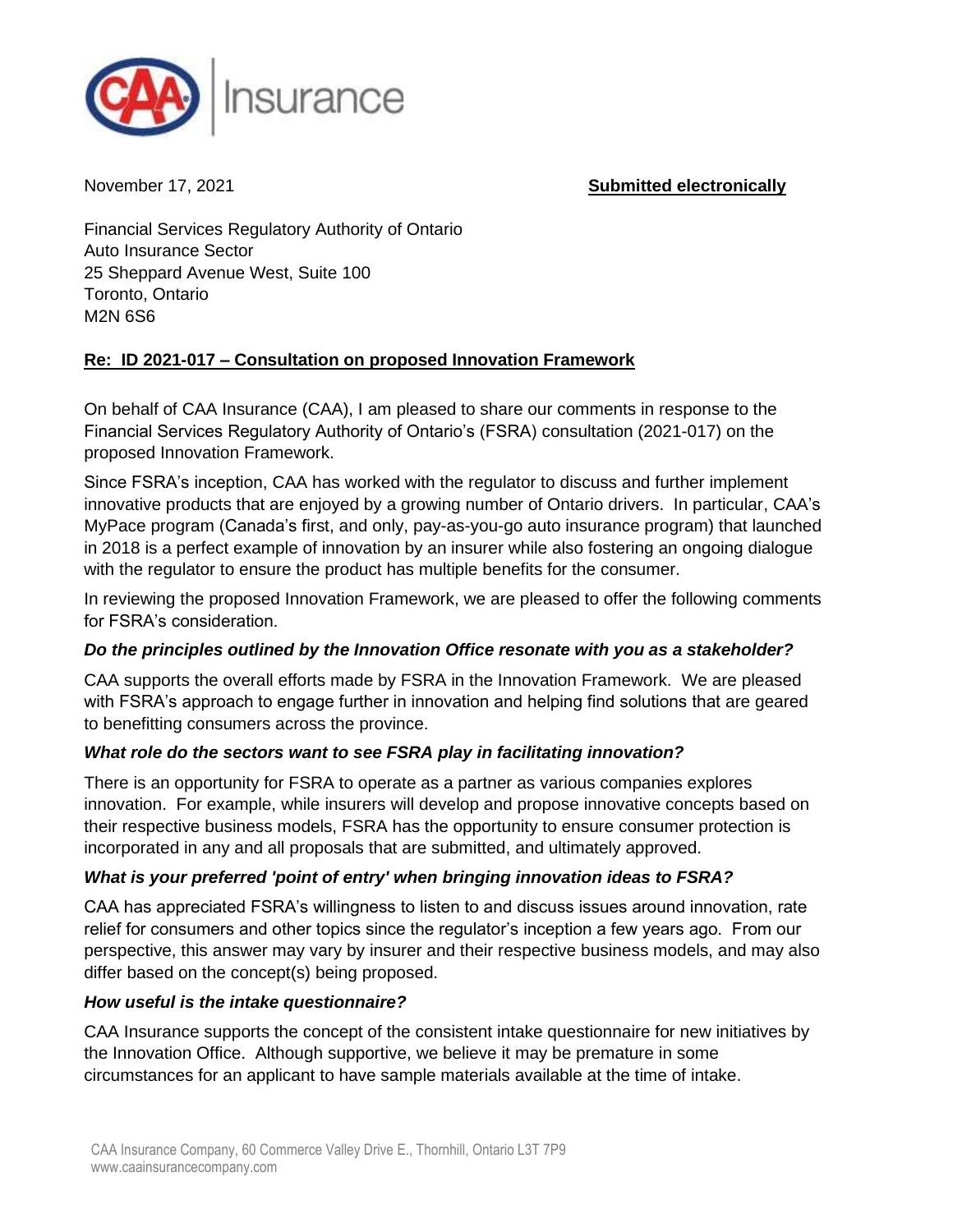CAA | Insurance

November 17, 2021 **Submitted electronically**

Financial Services Regulatory Authority of Ontario
Auto Insurance Sector
25 Sheppard Avenue West, Suite 100
Toronto, Ontario
M2N 6S6

**Re: ID 2021-017 – Consultation on proposed Innovation Framework**

On behalf of CAA Insurance (CAA), I am pleased to share our comments in response to the Financial Services Regulatory Authority of Ontario's (FSRA) consultation (2021-017) on the proposed Innovation Framework.

Since FSRA's inception, CAA has worked with the regulator to discuss and further implement innovative products that are enjoyed by a growing number of Ontario drivers. In particular, CAA's MyPace program (Canada's first, and only, pay-as-you-go auto insurance program) that launched in 2018 is a perfect example of innovation by an insurer while also fostering an ongoing dialogue with the regulator to ensure the product has multiple benefits for the consumer.

In reviewing the proposed Innovation Framework, we are pleased to offer the following comments for FSRA's consideration.

***Do the principles outlined by the Innovation Office resonate with you as a stakeholder?***

CAA supports the overall efforts made by FSRA in the Innovation Framework. We are pleased with FSRA's approach to engage further in innovation and helping find solutions that are geared to benefitting consumers across the province.

***What role do the sectors want to see FSRA play in facilitating innovation?***

There is an opportunity for FSRA to operate as a partner as various companies explores innovation. For example, while insurers will develop and propose innovative concepts based on their respective business models, FSRA has the opportunity to ensure consumer protection is incorporated in any and all proposals that are submitted, and ultimately approved.

***What is your preferred 'point of entry' when bringing innovation ideas to FSRA?***

CAA has appreciated FSRA's willingness to listen to and discuss issues around innovation, rate relief for consumers and other topics since the regulator's inception a few years ago. From our perspective, this answer may vary by insurer and their respective business models, and may also differ based on the concept(s) being proposed.

***How useful is the intake questionnaire?***

CAA Insurance supports the concept of the consistent intake questionnaire for new initiatives by the Innovation Office. Although supportive, we believe it may be premature in some circumstances for an applicant to have sample materials available at the time of intake.

CAA Insurance Company, 60 Commerce Valley Drive E., Thornhill, Ontario L3T 7P9
www.caainsurancecompany.com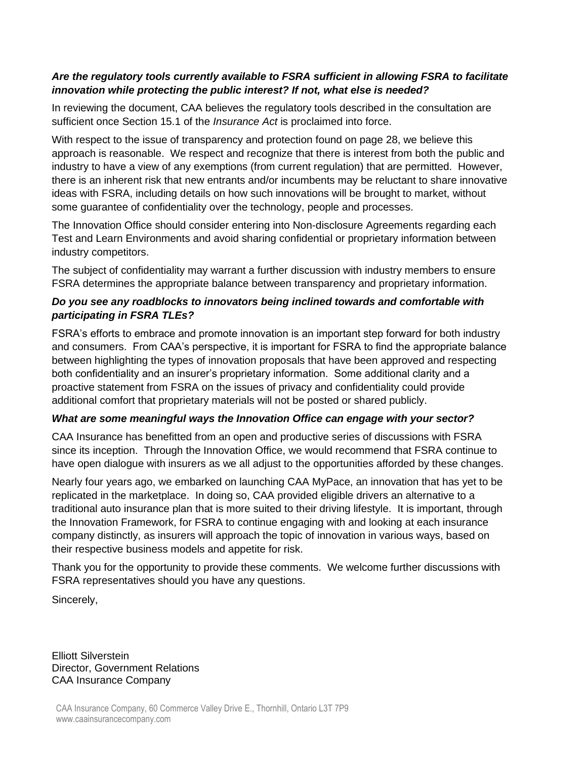***Are the regulatory tools currently available to FSRA sufficient in allowing FSRA to facilitate innovation while protecting the public interest? If not, what else is needed?***

In reviewing the document, CAA believes the regulatory tools described in the consultation are sufficient once Section 15.1 of the *Insurance Act* is proclaimed into force.

With respect to the issue of transparency and protection found on page 28, we believe this approach is reasonable. We respect and recognize that there is interest from both the public and industry to have a view of any exemptions (from current regulation) that are permitted. However, there is an inherent risk that new entrants and/or incumbents may be reluctant to share innovative ideas with FSRA, including details on how such innovations will be brought to market, without some guarantee of confidentiality over the technology, people and processes.

The Innovation Office should consider entering into Non-disclosure Agreements regarding each Test and Learn Environments and avoid sharing confidential or proprietary information between industry competitors.

The subject of confidentiality may warrant a further discussion with industry members to ensure FSRA determines the appropriate balance between transparency and proprietary information.

***Do you see any roadblocks to innovators being inclined towards and comfortable with participating in FSRA TLEs?***

FSRA's efforts to embrace and promote innovation is an important step forward for both industry and consumers. From CAA's perspective, it is important for FSRA to find the appropriate balance between highlighting the types of innovation proposals that have been approved and respecting both confidentiality and an insurer's proprietary information. Some additional clarity and a proactive statement from FSRA on the issues of privacy and confidentiality could provide additional comfort that proprietary materials will not be posted or shared publicly.

***What are some meaningful ways the Innovation Office can engage with your sector?***

CAA Insurance has benefitted from an open and productive series of discussions with FSRA since its inception. Through the Innovation Office, we would recommend that FSRA continue to have open dialogue with insurers as we all adjust to the opportunities afforded by these changes.

Nearly four years ago, we embarked on launching CAA MyPace, an innovation that has yet to be replicated in the marketplace. In doing so, CAA provided eligible drivers an alternative to a traditional auto insurance plan that is more suited to their driving lifestyle. It is important, through the Innovation Framework, for FSRA to continue engaging with and looking at each insurance company distinctly, as insurers will approach the topic of innovation in various ways, based on their respective business models and appetite for risk.

Thank you for the opportunity to provide these comments. We welcome further discussions with FSRA representatives should you have any questions.

Sincerely,

Elliott Silverstein
Director, Government Relations
CAA Insurance Company

CAA Insurance Company, 60 Commerce Valley Drive E., Thornhill, Ontario L3T 7P9
www.caainsurancecompany.com